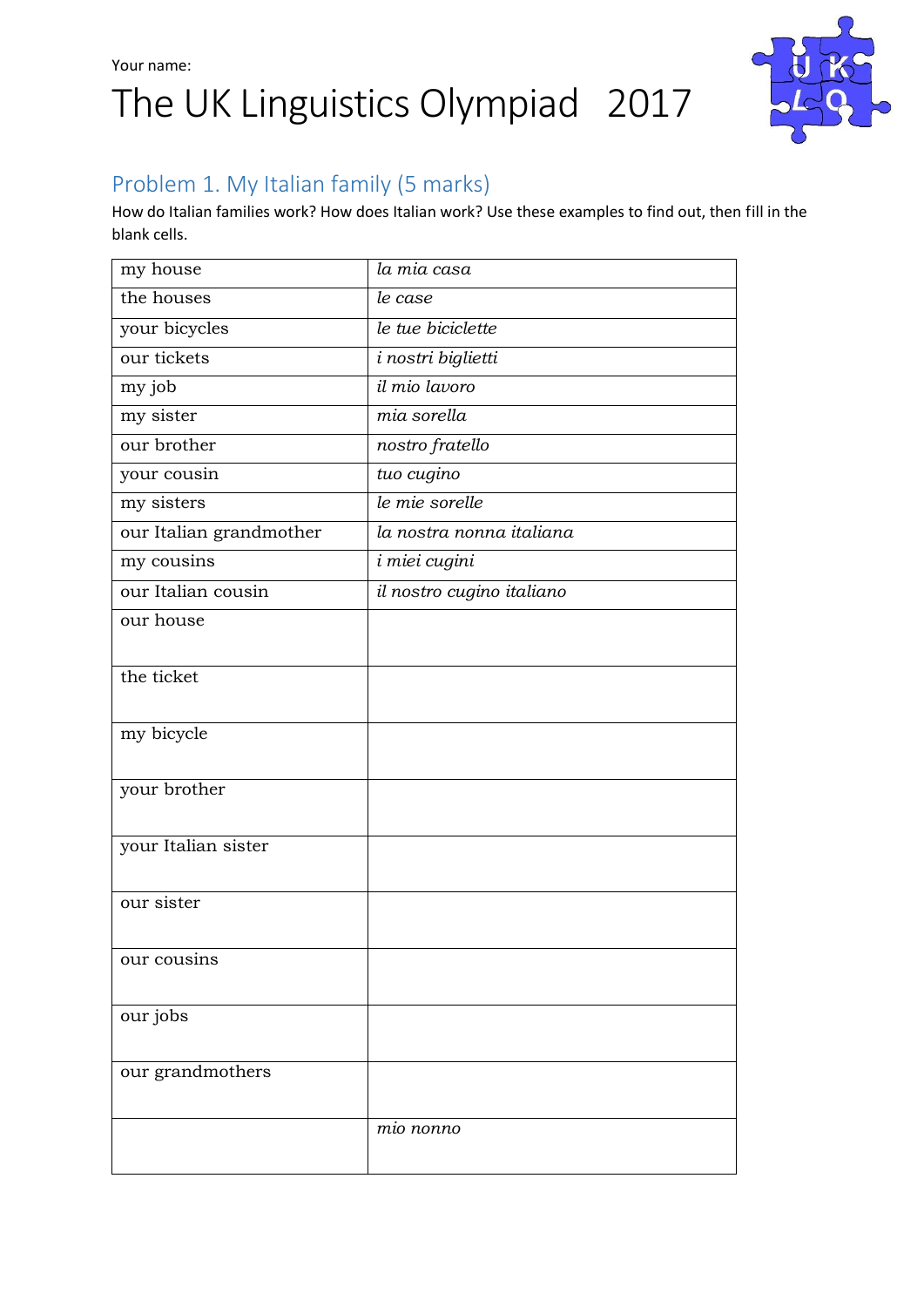Your name:

# The UK Linguistics Olympiad 2017

## Problem 1. My Italian family (5 marks)

How do Italian families work? How does Italian work? Use these examples to find out, then fill in the blank cells.

| | |
|---|---|
| my house | *la mia casa* |
| the houses | *le case* |
| your bicycles | *le tue biciclette* |
| our tickets | *i nostri biglietti* |
| my job | *il mio lavoro* |
| my sister | *mia sorella* |
| our brother | *nostro fratello* |
| your cousin | *tuo cugino* |
| my sisters | *le mie sorelle* |
| our Italian grandmother | *la nostra nonna italiana* |
| my cousins | *i miei cugini* |
| our Italian cousin | *il nostro cugino italiano* |
| our house | |
| the ticket | |
| my bicycle | |
| your brother | |
| your Italian sister | |
| our sister | |
| our cousins | |
| our jobs | |
| our grandmothers | |
| | *mio nonno* |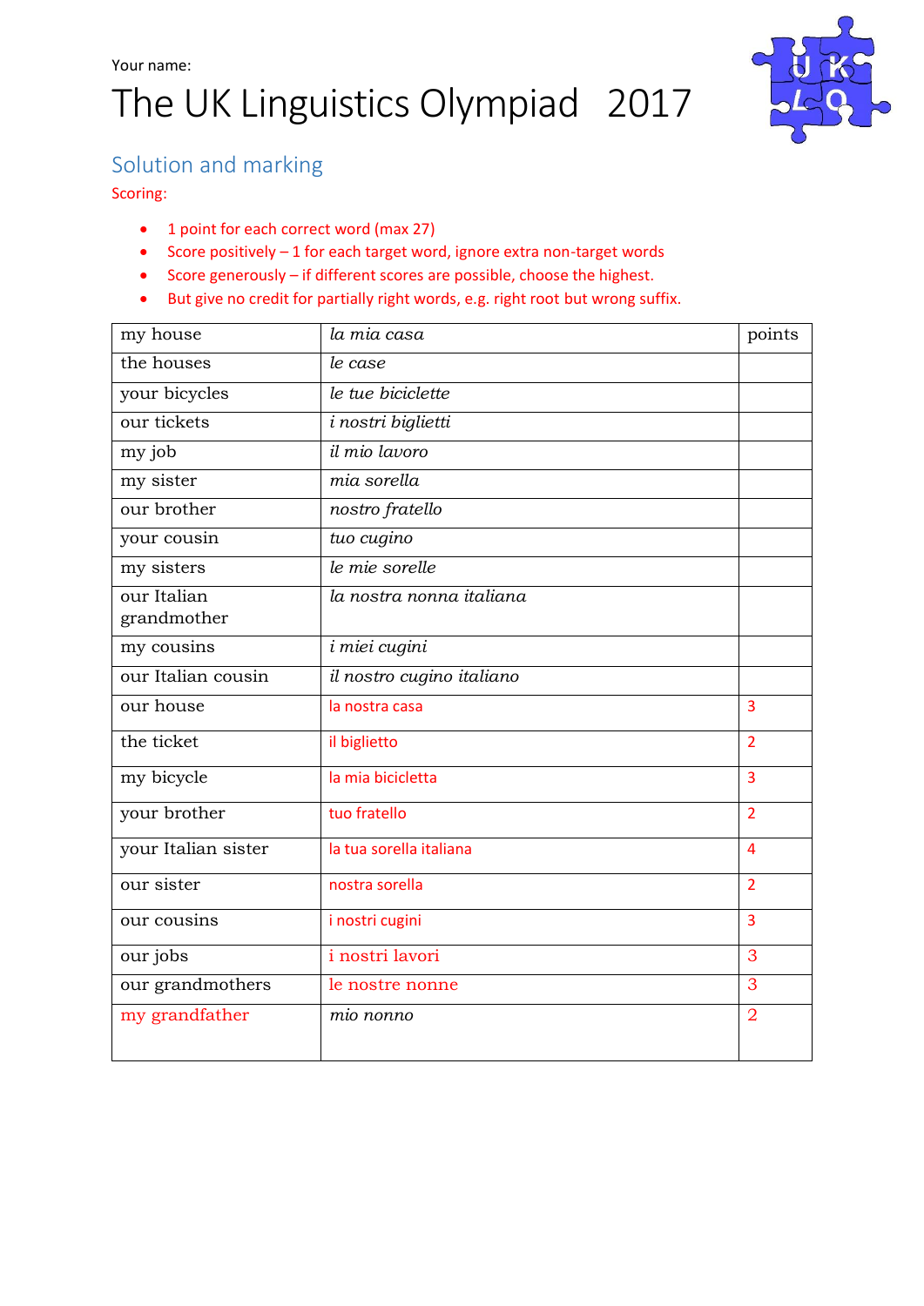Your name:

# The UK Linguistics Olympiad 2017

## Solution and marking

Scoring:

- 1 point for each correct word (max 27)
- Score positively – 1 for each target word, ignore extra non-target words
- Score generously – if different scores are possible, choose the highest.
- But give no credit for partially right words, e.g. right root but wrong suffix.

| my house | *la mia casa* | points |
|---|---|---|
| the houses | *le case* | |
| your bicycles | *le tue biciclette* | |
| our tickets | *i nostri biglietti* | |
| my job | *il mio lavoro* | |
| my sister | *mia sorella* | |
| our brother | *nostro fratello* | |
| your cousin | *tuo cugino* | |
| my sisters | *le mie sorelle* | |
| our Italian grandmother | *la nostra nonna italiana* | |
| my cousins | *i miei cugini* | |
| our Italian cousin | *il nostro cugino italiano* | |
| our house | la nostra casa | 3 |
| the ticket | il biglietto | 2 |
| my bicycle | la mia bicicletta | 3 |
| your brother | tuo fratello | 2 |
| your Italian sister | la tua sorella italiana | 4 |
| our sister | nostra sorella | 2 |
| our cousins | i nostri cugini | 3 |
| our jobs | i nostri lavori | 3 |
| our grandmothers | le nostre nonne | 3 |
| my grandfather | *mio nonno* | 2 |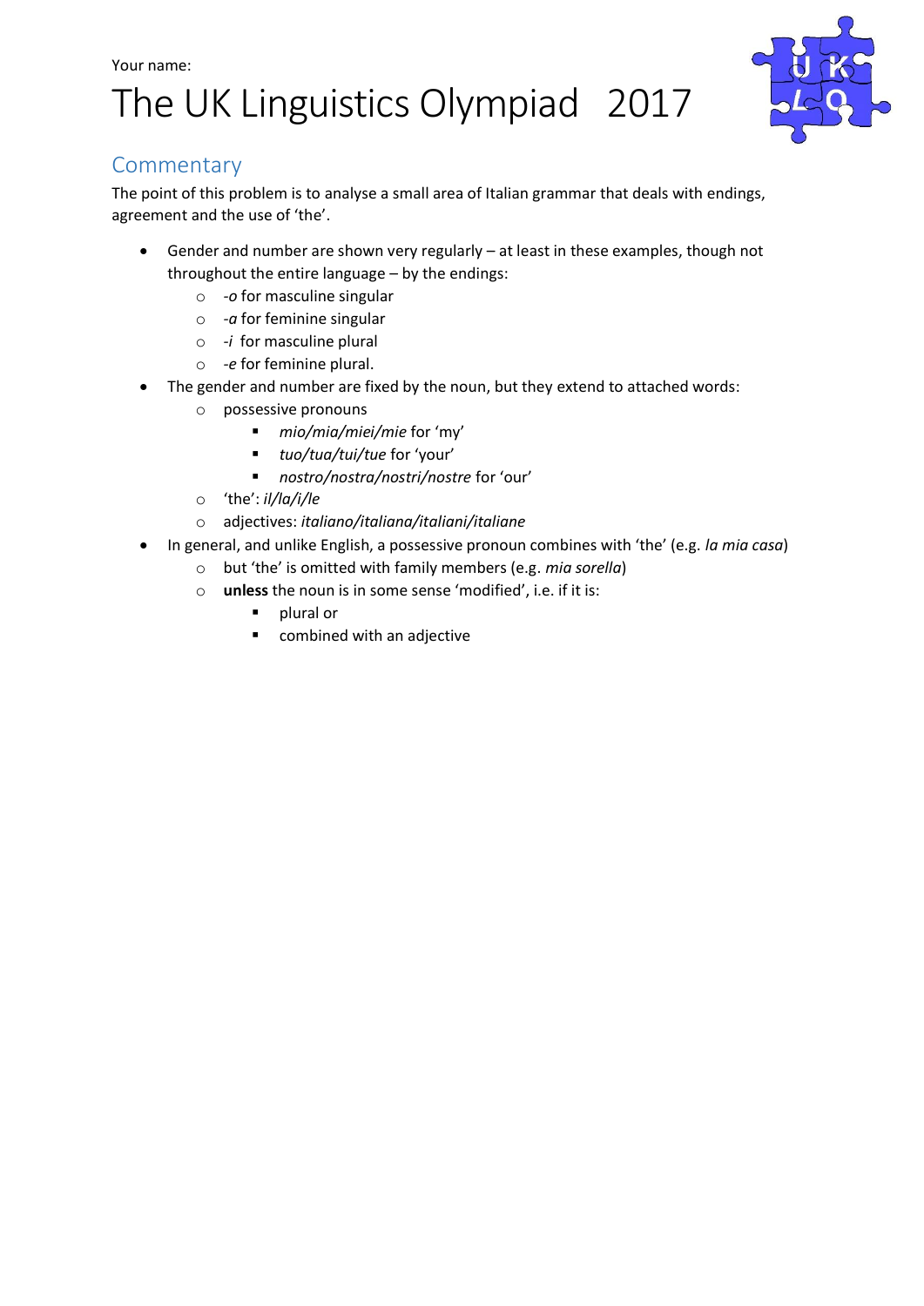Your name:

# The UK Linguistics Olympiad 2017

## Commentary

The point of this problem is to analyse a small area of Italian grammar that deals with endings, agreement and the use of 'the'.

- Gender and number are shown very regularly – at least in these examples, though not throughout the entire language – by the endings:
  - *-o* for masculine singular
  - *-a* for feminine singular
  - *-i* for masculine plural
  - *-e* for feminine plural.
- The gender and number are fixed by the noun, but they extend to attached words:
  - possessive pronouns
    - *mio/mia/miei/mie* for 'my'
    - *tuo/tua/tui/tue* for 'your'
    - *nostro/nostra/nostri/nostre* for 'our'
  - 'the': *il/la/i/le*
  - adjectives: *italiano/italiana/italiani/italiane*
- In general, and unlike English, a possessive pronoun combines with 'the' (e.g. *la mia casa*)
  - but 'the' is omitted with family members (e.g. *mia sorella*)
  - **unless** the noun is in some sense 'modified', i.e. if it is:
    - plural or
    - combined with an adjective